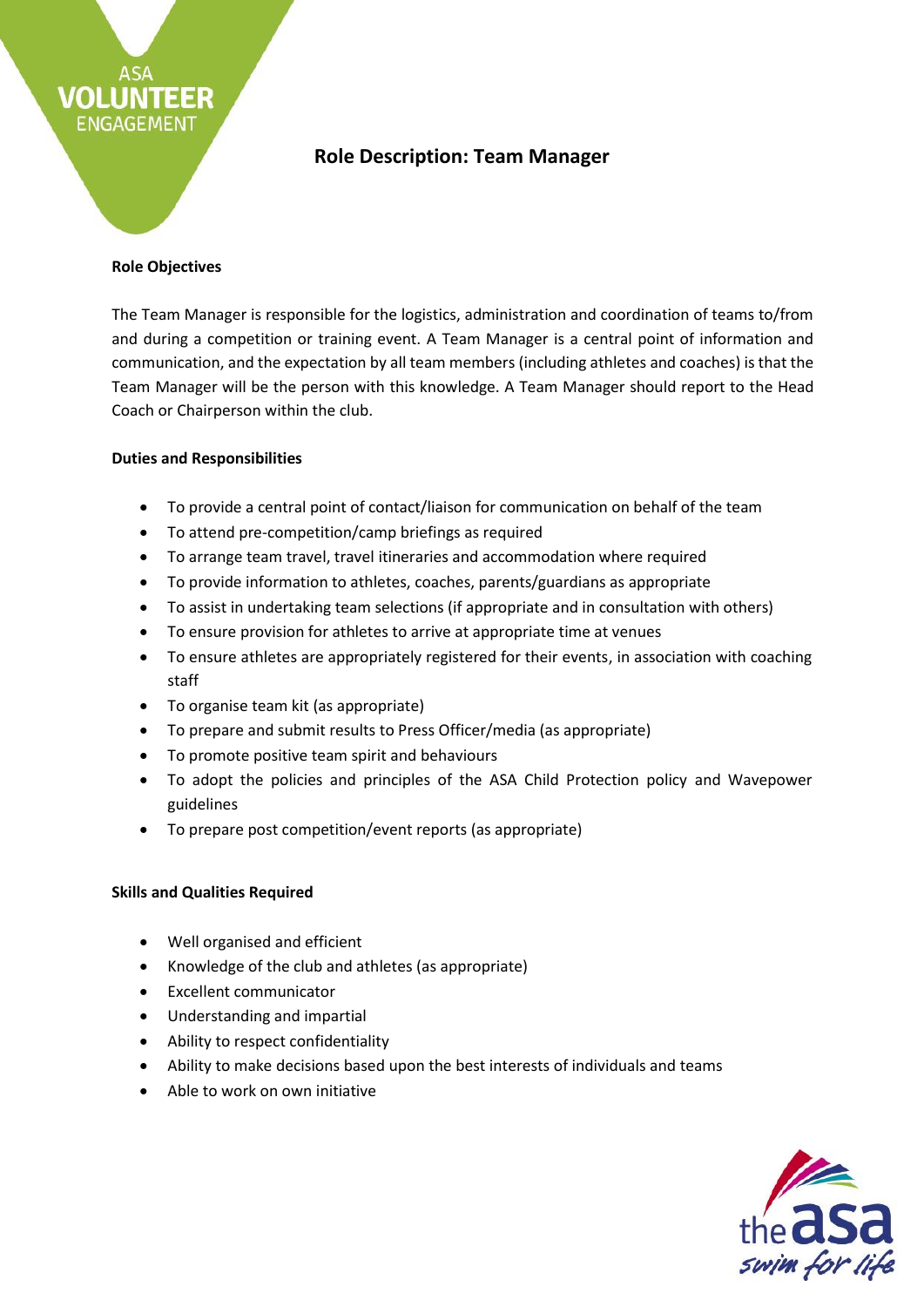# Role Description: Team Manager

**Role Objectives**

The Team Manager is responsible for the logistics, administration and coordination of teams to/from and during a competition or training event. A Team Manager is a central point of information and communication, and the expectation by all team members (including athletes and coaches) is that the Team Manager will be the person with this knowledge. A Team Manager should report to the Head Coach or Chairperson within the club.

**Duties and Responsibilities**

- To provide a central point of contact/liaison for communication on behalf of the team
- To attend pre-competition/camp briefings as required
- To arrange team travel, travel itineraries and accommodation where required
- To provide information to athletes, coaches, parents/guardians as appropriate
- To assist in undertaking team selections (if appropriate and in consultation with others)
- To ensure provision for athletes to arrive at appropriate time at venues
- To ensure athletes are appropriately registered for their events, in association with coaching staff
- To organise team kit (as appropriate)
- To prepare and submit results to Press Officer/media (as appropriate)
- To promote positive team spirit and behaviours
- To adopt the policies and principles of the ASA Child Protection policy and Wavepower guidelines
- To prepare post competition/event reports (as appropriate)

**Skills and Qualities Required**

- Well organised and efficient
- Knowledge of the club and athletes (as appropriate)
- Excellent communicator
- Understanding and impartial
- Ability to respect confidentiality
- Ability to make decisions based upon the best interests of individuals and teams
- Able to work on own initiative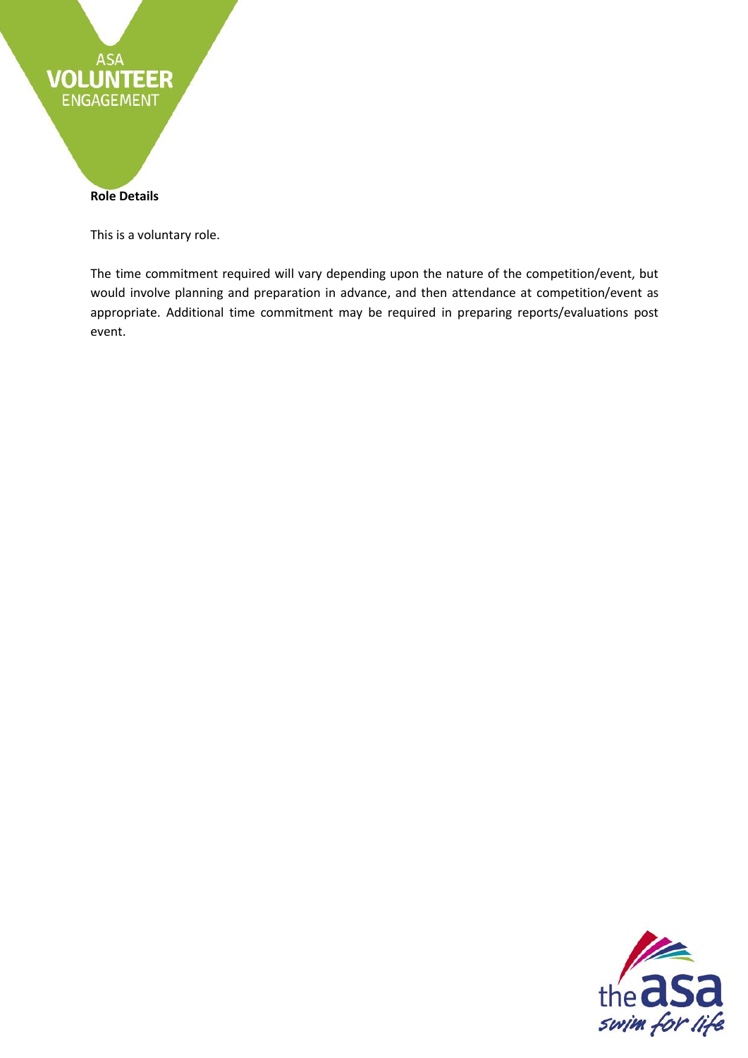**Role Details**

This is a voluntary role.

The time commitment required will vary depending upon the nature of the competition/event, but would involve planning and preparation in advance, and then attendance at competition/event as appropriate. Additional time commitment may be required in preparing reports/evaluations post event.